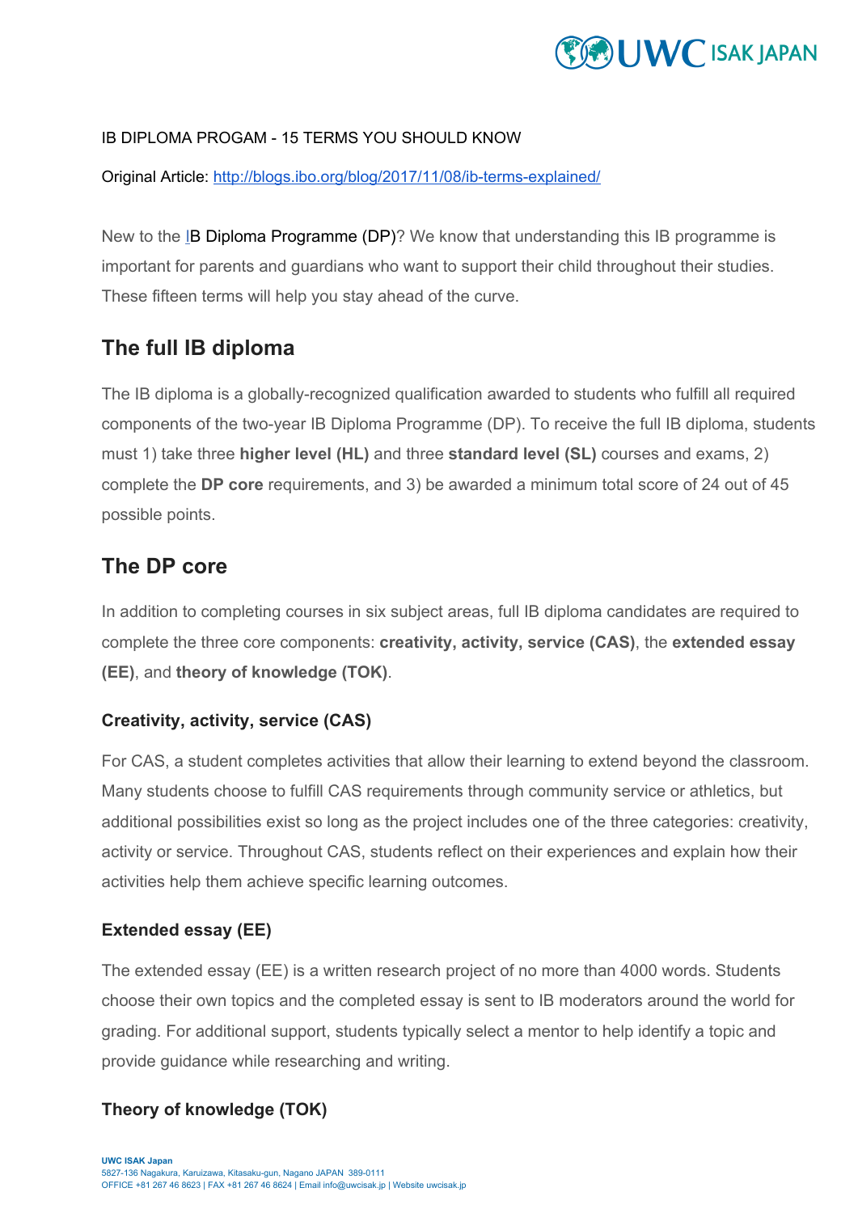IB DIPLOMA PROGAM - 15 TERMS YOU SHOULD KNOW

Original Article: http://blogs.ibo.org/blog/2017/11/08/ib-terms-explained/

New to the IB Diploma Programme (DP)? We know that understanding this IB programme is important for parents and guardians who want to support their child throughout their studies. These fifteen terms will help you stay ahead of the curve.

## The full IB diploma

The IB diploma is a globally-recognized qualification awarded to students who fulfill all required components of the two-year IB Diploma Programme (DP). To receive the full IB diploma, students must 1) take three **higher level (HL)** and three **standard level (SL)** courses and exams, 2) complete the **DP core** requirements, and 3) be awarded a minimum total score of 24 out of 45 possible points.

## The DP core

In addition to completing courses in six subject areas, full IB diploma candidates are required to complete the three core components: **creativity, activity, service (CAS)**, the **extended essay (EE)**, and **theory of knowledge (TOK)**.

### Creativity, activity, service (CAS)

For CAS, a student completes activities that allow their learning to extend beyond the classroom. Many students choose to fulfill CAS requirements through community service or athletics, but additional possibilities exist so long as the project includes one of the three categories: creativity, activity or service. Throughout CAS, students reflect on their experiences and explain how their activities help them achieve specific learning outcomes.

### Extended essay (EE)

The extended essay (EE) is a written research project of no more than 4000 words. Students choose their own topics and the completed essay is sent to IB moderators around the world for grading. For additional support, students typically select a mentor to help identify a topic and provide guidance while researching and writing.

### Theory of knowledge (TOK)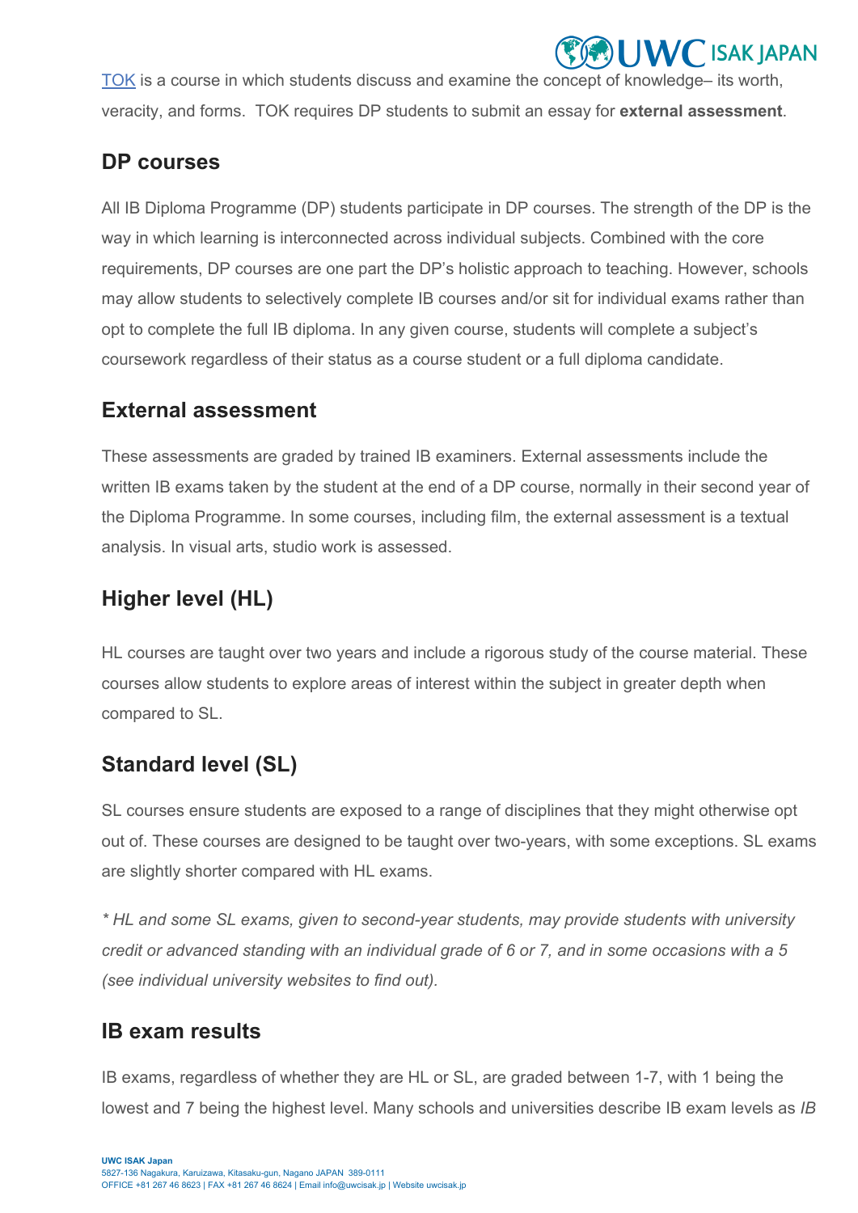TOK is a course in which students discuss and examine the concept of knowledge– its worth, veracity, and forms. TOK requires DP students to submit an essay for **external assessment**.

## DP courses

All IB Diploma Programme (DP) students participate in DP courses. The strength of the DP is the way in which learning is interconnected across individual subjects. Combined with the core requirements, DP courses are one part the DP's holistic approach to teaching. However, schools may allow students to selectively complete IB courses and/or sit for individual exams rather than opt to complete the full IB diploma. In any given course, students will complete a subject's coursework regardless of their status as a course student or a full diploma candidate.

## External assessment

These assessments are graded by trained IB examiners. External assessments include the written IB exams taken by the student at the end of a DP course, normally in their second year of the Diploma Programme. In some courses, including film, the external assessment is a textual analysis. In visual arts, studio work is assessed.

## Higher level (HL)

HL courses are taught over two years and include a rigorous study of the course material. These courses allow students to explore areas of interest within the subject in greater depth when compared to SL.

## Standard level (SL)

SL courses ensure students are exposed to a range of disciplines that they might otherwise opt out of. These courses are designed to be taught over two-years, with some exceptions. SL exams are slightly shorter compared with HL exams.

*\* HL and some SL exams, given to second-year students, may provide students with university credit or advanced standing with an individual grade of 6 or 7, and in some occasions with a 5 (see individual university websites to find out).*

## IB exam results

IB exams, regardless of whether they are HL or SL, are graded between 1-7, with 1 being the lowest and 7 being the highest level. Many schools and universities describe IB exam levels as *IB*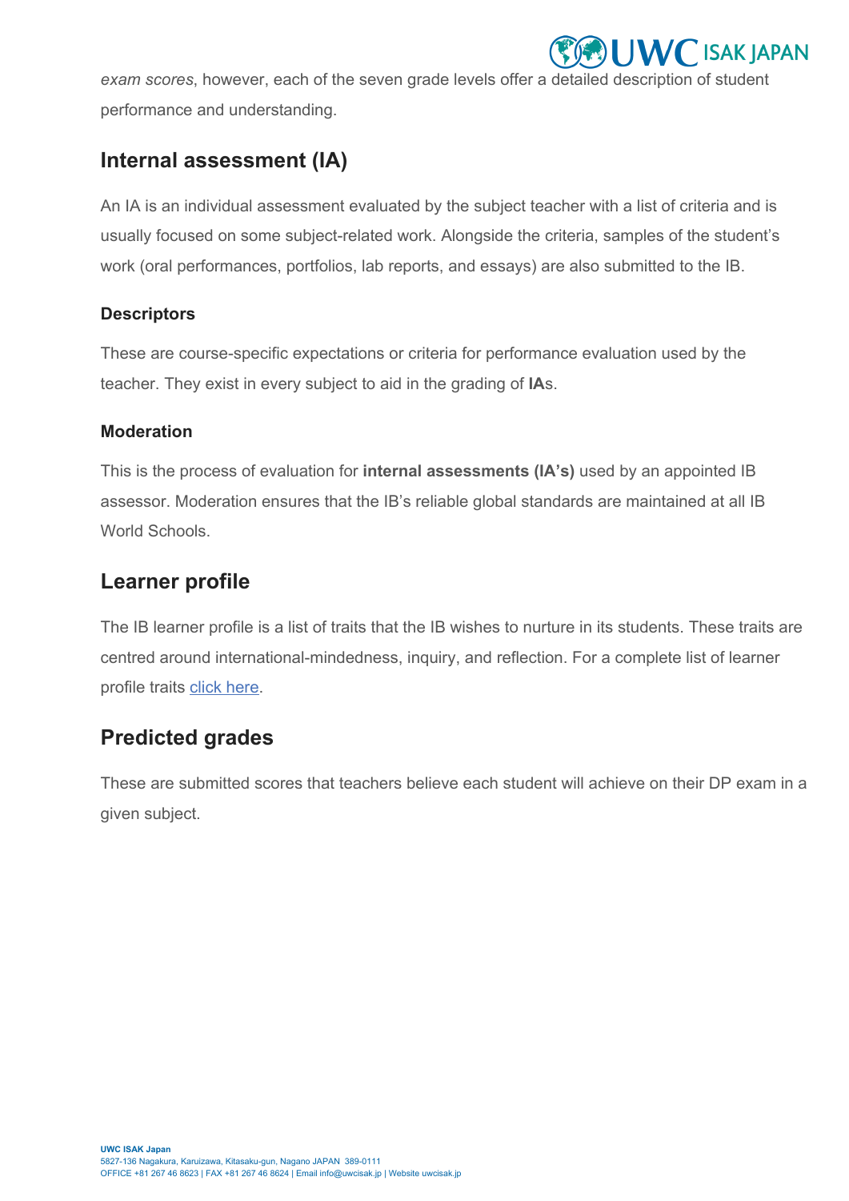*exam scores*, however, each of the seven grade levels offer a detailed description of student performance and understanding.

## Internal assessment (IA)

An IA is an individual assessment evaluated by the subject teacher with a list of criteria and is usually focused on some subject-related work. Alongside the criteria, samples of the student's work (oral performances, portfolios, lab reports, and essays) are also submitted to the IB.

### Descriptors

These are course-specific expectations or criteria for performance evaluation used by the teacher. They exist in every subject to aid in the grading of **IA**s.

### Moderation

This is the process of evaluation for **internal assessments (IA's)** used by an appointed IB assessor. Moderation ensures that the IB's reliable global standards are maintained at all IB World Schools.

## Learner profile

The IB learner profile is a list of traits that the IB wishes to nurture in its students. These traits are centred around international-mindedness, inquiry, and reflection. For a complete list of learner profile traits click here.

## Predicted grades

These are submitted scores that teachers believe each student will achieve on their DP exam in a given subject.